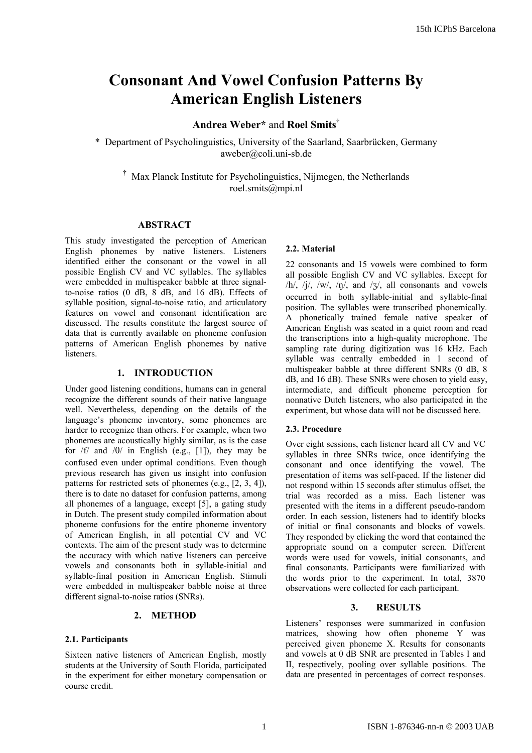# Consonant And Vowel Confusion Patterns By American English Listeners

**Andrea Weber*** and **Roel Smits**[†]

\* Department of Psycholinguistics, University of the Saarland, Saarbrücken, Germany
aweber@coli.uni-sb.de

[†] Max Planck Institute for Psycholinguistics, Nijmegen, the Netherlands
roel.smits@mpi.nl

## ABSTRACT

This study investigated the perception of American English phonemes by native listeners. Listeners identified either the consonant or the vowel in all possible English CV and VC syllables. The syllables were embedded in multispeaker babble at three signal-to-noise ratios (0 dB, 8 dB, and 16 dB). Effects of syllable position, signal-to-noise ratio, and articulatory features on vowel and consonant identification are discussed. The results constitute the largest source of data that is currently available on phoneme confusion patterns of American English phonemes by native listeners.

## 1. INTRODUCTION

Under good listening conditions, humans can in general recognize the different sounds of their native language well. Nevertheless, depending on the details of the language's phoneme inventory, some phonemes are harder to recognize than others. For example, when two phonemes are acoustically highly similar, as is the case for /f/ and /θ/ in English (e.g., [1]), they may be confused even under optimal conditions. Even though previous research has given us insight into confusion patterns for restricted sets of phonemes (e.g., [2, 3, 4]), there is to date no dataset for confusion patterns, among all phonemes of a language, except [5], a gating study in Dutch. The present study compiled information about phoneme confusions for the entire phoneme inventory of American English, in all potential CV and VC contexts. The aim of the present study was to determine the accuracy with which native listeners can perceive vowels and consonants both in syllable-initial and syllable-final position in American English. Stimuli were embedded in multispeaker babble noise at three different signal-to-noise ratios (SNRs).

## 2. METHOD

### 2.1. Participants

Sixteen native listeners of American English, mostly students at the University of South Florida, participated in the experiment for either monetary compensation or course credit.

### 2.2. Material

22 consonants and 15 vowels were combined to form all possible English CV and VC syllables. Except for /h/, /j/, /w/, /ŋ/, and /ʒ/, all consonants and vowels occurred in both syllable-initial and syllable-final position. The syllables were transcribed phonemically. A phonetically trained female native speaker of American English was seated in a quiet room and read the transcriptions into a high-quality microphone. The sampling rate during digitization was 16 kHz. Each syllable was centrally embedded in 1 second of multispeaker babble at three different SNRs (0 dB, 8 dB, and 16 dB). These SNRs were chosen to yield easy, intermediate, and difficult phoneme perception for nonnative Dutch listeners, who also participated in the experiment, but whose data will not be discussed here.

### 2.3. Procedure

Over eight sessions, each listener heard all CV and VC syllables in three SNRs twice, once identifying the consonant and once identifying the vowel. The presentation of items was self-paced. If the listener did not respond within 15 seconds after stimulus offset, the trial was recorded as a miss. Each listener was presented with the items in a different pseudo-random order. In each session, listeners had to identify blocks of initial or final consonants and blocks of vowels. They responded by clicking the word that contained the appropriate sound on a computer screen. Different words were used for vowels, initial consonants, and final consonants. Participants were familiarized with the words prior to the experiment. In total, 3870 observations were collected for each participant.

## 3. RESULTS

Listeners' responses were summarized in confusion matrices, showing how often phoneme Y was perceived given phoneme X. Results for consonants and vowels at 0 dB SNR are presented in Tables I and II, respectively, pooling over syllable positions. The data are presented in percentages of correct responses.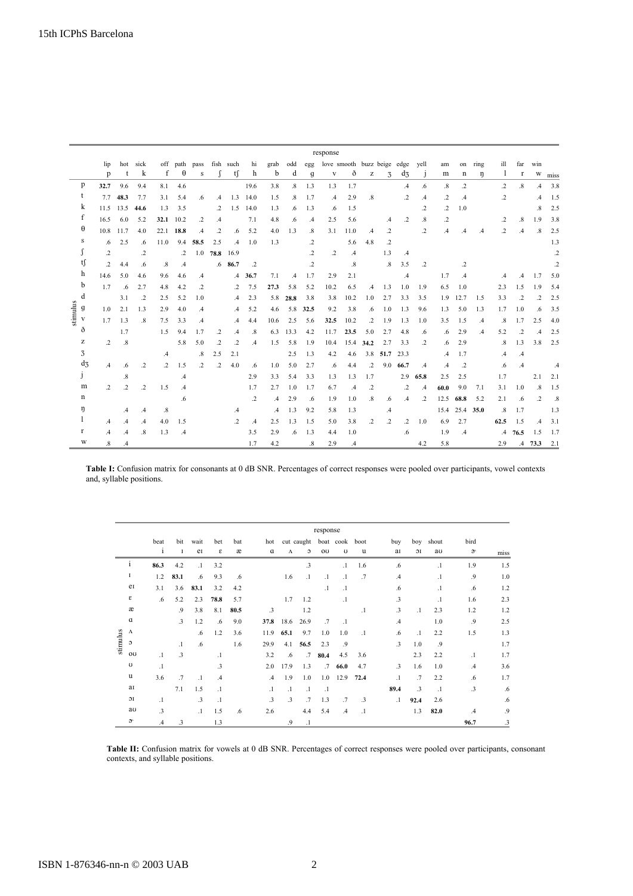| | response | | | | | | | | | | | | | | | | | | | | | | | | |
|---|---|---|---|---|---|---|---|---|---|---|---|---|---|---|---|---|---|---|---|---|---|---|---|---|---|
| | lip | hot | sick | off | path | pass | fish | such | hi | grab | odd | egg | love | smooth | buzz | beige | edge | yell | am | on | ring | ill | far | win | |
| **stimulus** | p | t | k | f | θ | s | ʃ | tʃ | h | b | d | g | v | ð | z | ʒ | dʒ | j | m | n | ŋ | l | r | w | miss |
| p | **32.7** | 9.6 | 9.4 | 8.1 | 4.6 | | | | 19.6 | 3.8 | .8 | 1.3 | 1.3 | 1.7 | | | .4 | .6 | .8 | .2 | | .2 | .8 | .4 | 3.8 |
| t | 7.7 | **48.3** | 7.7 | 3.1 | 5.4 | .6 | .4 | 1.3 | 14.0 | 1.5 | .8 | 1.7 | .4 | 2.9 | .8 | | .2 | .4 | .2 | .4 | | .2 | | .4 | 1.5 |
| k | 11.5 | 13.5 | **44.6** | 1.3 | 3.5 | | .2 | 1.5 | 14.0 | 1.3 | .6 | 1.3 | .6 | 1.5 | | | .2 | | .2 | 1.0 | | | | .8 | 2.5 |
| f | 16.5 | 6.0 | 5.2 | **32.1** | 10.2 | .2 | .4 | | 7.1 | 4.8 | .6 | .4 | 2.5 | 5.6 | | .4 | .2 | .8 | .2 | | | .2 | .8 | 1.9 | 3.8 |
| θ | 10.8 | 11.7 | 4.0 | 22.1 | **18.8** | .4 | .2 | .6 | 5.2 | 4.0 | 1.3 | .8 | 3.1 | 11.0 | .4 | .2 | | .2 | .4 | .4 | .4 | .2 | .4 | .8 | 2.5 |
| s | .6 | 2.5 | .6 | 11.0 | 9.4 | **58.5** | 2.5 | .4 | 1.0 | 1.3 | | .2 | | 5.6 | 4.8 | .2 | | | | | | | | | 1.3 |
| ʃ | .2 | | .2 | | .2 | 1.0 | **78.8** | 16.9 | | | | .2 | .2 | .4 | | 1.3 | .4 | | | | | | | | .2 |
| tʃ | .2 | 4.4 | .6 | .8 | .4 | | .6 | **86.7** | .2 | | | .2 | | .8 | | .8 | 3.5 | .2 | | .2 | | | | | .2 |
| h | 14.6 | 5.0 | 4.6 | 9.6 | 4.6 | .4 | | .4 | **36.7** | 7.1 | .4 | 1.7 | 2.9 | 2.1 | | | .4 | | 1.7 | .4 | | .4 | .4 | 1.7 | 5.0 |
| b | 1.7 | .6 | 2.7 | 4.8 | 4.2 | .2 | | .2 | 7.5 | **27.3** | 5.8 | 5.2 | 10.2 | 6.5 | .4 | 1.3 | 1.0 | 1.9 | 6.5 | 1.0 | | 2.3 | 1.5 | 1.9 | 5.4 |
| d | | 3.1 | .2 | 2.5 | 5.2 | 1.0 | | .4 | 2.3 | 5.8 | **28.8** | 3.8 | 3.8 | 10.2 | 1.0 | 2.7 | 3.3 | 3.5 | 1.9 | 12.7 | 1.5 | 3.3 | .2 | .2 | 2.5 |
| g | 1.0 | 2.1 | 1.3 | 2.9 | 4.0 | .4 | | .4 | 5.2 | 4.6 | 5.8 | **32.5** | 9.2 | 3.8 | .6 | 1.0 | 1.3 | 9.6 | 1.3 | 5.0 | 1.3 | 1.7 | 1.0 | .6 | 3.5 |
| v | 1.7 | 1.3 | .8 | 7.5 | 3.3 | .4 | | .4 | 4.4 | 10.6 | 2.5 | 5.6 | **32.5** | 10.2 | .2 | 1.9 | 1.3 | 1.0 | 3.5 | 1.5 | .4 | .8 | 1.7 | 2.5 | 4.0 |
| ð | | 1.7 | | 1.5 | 9.4 | 1.7 | .2 | .4 | .8 | 6.3 | 13.3 | 4.2 | 11.7 | **23.5** | 5.0 | 2.7 | 4.8 | .6 | .6 | 2.9 | .4 | 5.2 | .2 | .4 | 2.5 |
| z | .2 | .8 | | | 5.8 | 5.0 | .2 | .2 | .4 | 1.5 | 5.8 | 1.9 | 10.4 | 15.4 | **34.2** | 2.7 | 3.3 | .2 | .6 | 2.9 | | .8 | 1.3 | 3.8 | 2.5 |
| ʒ | | | | .4 | | .8 | 2.5 | 2.1 | | | 2.5 | 1.3 | 4.2 | 4.6 | 3.8 | **51.7** | 23.3 | | .4 | 1.7 | | .4 | .4 | | |
| dʒ | .4 | .6 | .2 | .2 | 1.5 | .2 | .2 | 4.0 | .6 | 1.0 | 5.0 | 2.7 | .6 | 4.4 | .2 | 9.0 | **66.7** | .4 | .4 | .2 | | .6 | .4 | | .4 |
| j | | .8 | | | .4 | | | | 2.9 | 3.3 | 5.4 | 3.3 | 1.3 | 1.3 | 1.7 | | 2.9 | **65.8** | 2.5 | 2.5 | | 1.7 | | 2.1 | 2.1 |
| m | .2 | .2 | .2 | 1.5 | .4 | | | | 1.7 | 2.7 | 1.0 | 1.7 | 6.7 | .4 | .2 | | .2 | .4 | **60.0** | 9.0 | 7.1 | 3.1 | 1.0 | .8 | 1.5 |
| n | | | | | .6 | | | | .2 | .4 | 2.9 | .6 | 1.9 | 1.0 | .8 | .6 | .4 | .2 | 12.5 | **68.8** | 5.2 | 2.1 | .6 | .2 | .8 |
| ŋ | | .4 | .4 | .8 | | | | .4 | | .4 | 1.3 | 9.2 | 5.8 | 1.3 | | .4 | | | 15.4 | 25.4 | **35.0** | .8 | 1.7 | | 1.3 |
| l | .4 | .4 | .4 | 4.0 | 1.5 | | | .2 | .4 | 2.5 | 1.3 | 1.5 | 5.0 | 3.8 | .2 | .2 | .2 | 1.0 | 6.9 | 2.7 | | **62.5** | 1.5 | .4 | 3.1 |
| r | .4 | .4 | .8 | 1.3 | .4 | | | | 3.5 | 2.9 | .6 | 1.3 | 4.4 | 1.0 | | | .6 | | 1.9 | .4 | | .4 | **76.5** | 1.5 | 1.7 |
| w | .8 | .4 | | | | | | | 1.7 | 4.2 | | .8 | 2.9 | .4 | | | | 4.2 | 5.8 | | | 2.9 | .4 | **73.3** | 2.1 |

**Table I:** Confusion matrix for consonants at 0 dB SNR. Percentages of correct responses were pooled over participants, vowel contexts and, syllable positions.

| | response | | | | | | | | | | | | | | | |
|---|---|---|---|---|---|---|---|---|---|---|---|---|---|---|---|---|
| | beat | bit | wait | bet | bat | hot | cut | caught | boat | cook | boot | buy | boy | shout | bird | |
| **stimulus** | i | ɪ | eɪ | ɛ | æ | ɑ | ʌ | ɔ | oʊ | ʊ | u | aɪ | ɔɪ | aʊ | ɚ | miss |
| i | **86.3** | 4.2 | .1 | 3.2 | | | | .3 | | .1 | 1.6 | .6 | | .1 | 1.9 | 1.5 |
| ɪ | 1.2 | **83.1** | .6 | 9.3 | .6 | | 1.6 | .1 | .1 | .1 | .7 | .4 | | .1 | .9 | 1.0 |
| eɪ | 3.1 | 3.6 | **83.1** | 3.2 | 4.2 | | | | .1 | .1 | | .6 | | .1 | .6 | 1.2 |
| ɛ | .6 | 5.2 | 2.3 | **78.8** | 5.7 | | 1.7 | 1.2 | | .1 | | .3 | | .1 | 1.6 | 2.3 |
| æ | | .9 | 3.8 | 8.1 | **80.5** | .3 | | 1.2 | | | .1 | .3 | .1 | 2.3 | 1.2 | 1.2 |
| ɑ | | .3 | 1.2 | .6 | 9.0 | **37.8** | 18.6 | 26.9 | .7 | .1 | | .4 | | 1.0 | .9 | 2.5 |
| ʌ | | | .6 | 1.2 | 3.6 | 11.9 | **65.1** | 9.7 | 1.0 | 1.0 | .1 | .6 | .1 | 2.2 | 1.5 | 1.3 |
| ɔ | | .1 | .6 | | 1.6 | 29.9 | 4.1 | **56.5** | 2.3 | .9 | | .3 | 1.0 | .9 | | 1.7 |
| oʊ | .1 | .3 | | .1 | | 3.2 | .6 | .7 | **80.4** | 4.5 | 3.6 | | 2.3 | 2.2 | .1 | 1.7 |
| ʊ | .1 | | | .3 | | 2.0 | 17.9 | 1.3 | .7 | **66.0** | 4.7 | .3 | 1.6 | 1.0 | .4 | 3.6 |
| u | 3.6 | .7 | .1 | .4 | | .4 | 1.9 | 1.0 | 1.0 | 12.9 | **72.4** | .1 | .7 | 2.2 | .6 | 1.7 |
| aɪ | | 7.1 | 1.5 | .1 | | .1 | .1 | .1 | .1 | | | **89.4** | .3 | .1 | .3 | .6 |
| ɔɪ | .1 | | .3 | .1 | | .3 | .3 | .7 | 1.3 | .7 | .3 | .1 | **92.4** | 2.6 | | .6 |
| aʊ | .3 | | .1 | 1.5 | .6 | 2.6 | | 4.4 | 5.4 | .4 | .1 | | 1.3 | **82.0** | .4 | .9 |
| ɚ | .4 | .3 | | 1.3 | | | .9 | .1 | | | | | | | **96.7** | .3 |

**Table II:** Confusion matrix for vowels at 0 dB SNR. Percentages of correct responses were pooled over participants, consonant contexts, and syllable positions.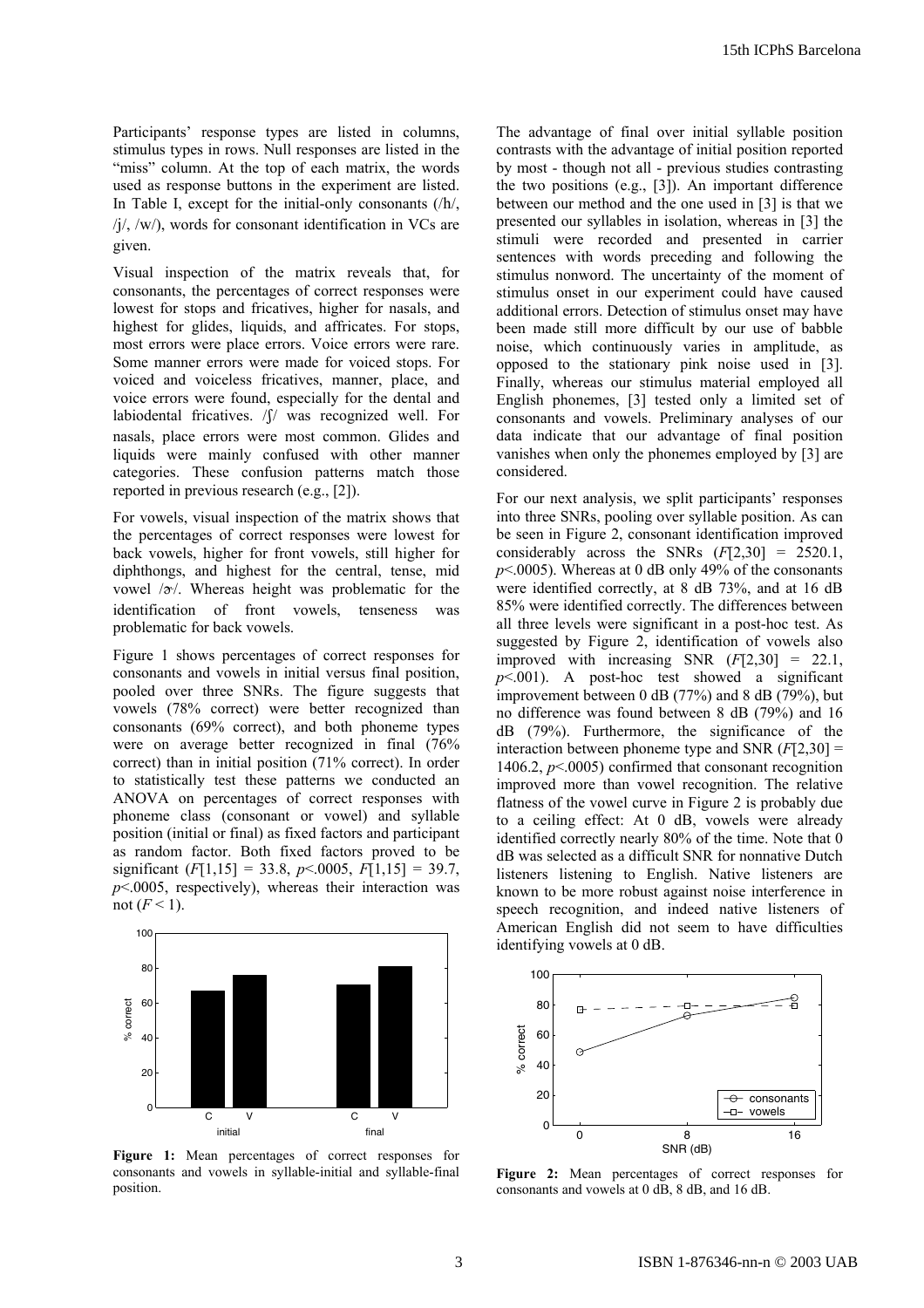Participants' response types are listed in columns, stimulus types in rows. Null responses are listed in the "miss" column. At the top of each matrix, the words used as response buttons in the experiment are listed. In Table I, except for the initial-only consonants (/h/, /j/, /w/), words for consonant identification in VCs are given.

Visual inspection of the matrix reveals that, for consonants, the percentages of correct responses were lowest for stops and fricatives, higher for nasals, and highest for glides, liquids, and affricates. For stops, most errors were place errors. Voice errors were rare. Some manner errors were made for voiced stops. For voiced and voiceless fricatives, manner, place, and voice errors were found, especially for the dental and labiodental fricatives. /ʃ/ was recognized well. For nasals, place errors were most common. Glides and liquids were mainly confused with other manner categories. These confusion patterns match those reported in previous research (e.g., [2]).

For vowels, visual inspection of the matrix shows that the percentages of correct responses were lowest for back vowels, higher for front vowels, still higher for diphthongs, and highest for the central, tense, mid vowel /ɚ/. Whereas height was problematic for the identification of front vowels, tenseness was problematic for back vowels.

Figure 1 shows percentages of correct responses for consonants and vowels in initial versus final position, pooled over three SNRs. The figure suggests that vowels (78% correct) were better recognized than consonants (69% correct), and both phoneme types were on average better recognized in final (76% correct) than in initial position (71% correct). In order to statistically test these patterns we conducted an ANOVA on percentages of correct responses with phoneme class (consonant or vowel) and syllable position (initial or final) as fixed factors and participant as random factor. Both fixed factors proved to be significant ($F[1,15] = 33.8$, $p<.0005$, $F[1,15] = 39.7$, $p<.0005$, respectively), whereas their interaction was not ($F < 1$).

**Figure 1:** Mean percentages of correct responses for consonants and vowels in syllable-initial and syllable-final position.

The advantage of final over initial syllable position contrasts with the advantage of initial position reported by most - though not all - previous studies contrasting the two positions (e.g., [3]). An important difference between our method and the one used in [3] is that we presented our syllables in isolation, whereas in [3] the stimuli were recorded and presented in carrier sentences with words preceding and following the stimulus nonword. The uncertainty of the moment of stimulus onset in our experiment could have caused additional errors. Detection of stimulus onset may have been made still more difficult by our use of babble noise, which continuously varies in amplitude, as opposed to the stationary pink noise used in [3]. Finally, whereas our stimulus material employed all English phonemes, [3] tested only a limited set of consonants and vowels. Preliminary analyses of our data indicate that our advantage of final position vanishes when only the phonemes employed by [3] are considered.

For our next analysis, we split participants' responses into three SNRs, pooling over syllable position. As can be seen in Figure 2, consonant identification improved considerably across the SNRs ($F[2,30] = 2520.1$, $p<.0005$). Whereas at 0 dB only 49% of the consonants were identified correctly, at 8 dB 73%, and at 16 dB 85% were identified correctly. The differences between all three levels were significant in a post-hoc test. As suggested by Figure 2, identification of vowels also improved with increasing SNR ($F[2,30] = 22.1$, $p<.001$). A post-hoc test showed a significant improvement between 0 dB (77%) and 8 dB (79%), but no difference was found between 8 dB (79%) and 16 dB (79%). Furthermore, the significance of the interaction between phoneme type and SNR ($F[2,30] = 1406.2$, $p<.0005$) confirmed that consonant recognition improved more than vowel recognition. The relative flatness of the vowel curve in Figure 2 is probably due to a ceiling effect: At 0 dB, vowels were already identified correctly nearly 80% of the time. Note that 0 dB was selected as a difficult SNR for nonnative Dutch listeners listening to English. Native listeners are known to be more robust against noise interference in speech recognition, and indeed native listeners of American English did not seem to have difficulties identifying vowels at 0 dB.

**Figure 2:** Mean percentages of correct responses for consonants and vowels at 0 dB, 8 dB, and 16 dB.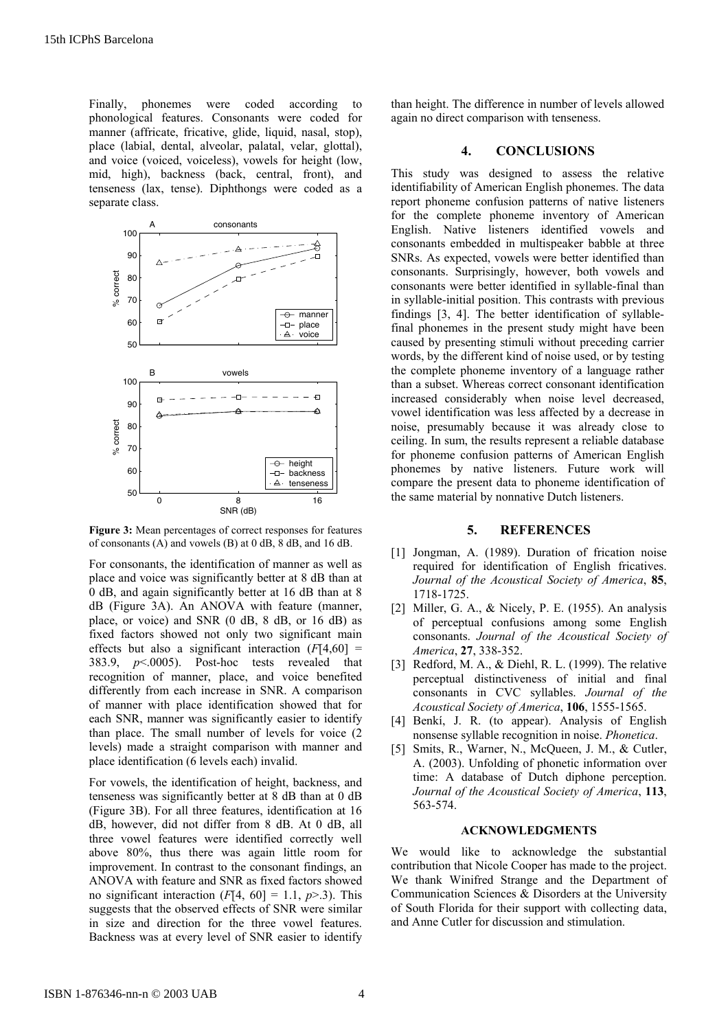Finally, phonemes were coded according to phonological features. Consonants were coded for manner (affricate, fricative, glide, liquid, nasal, stop), place (labial, dental, alveolar, palatal, velar, glottal), and voice (voiced, voiceless), vowels for height (low, mid, high), backness (back, central, front), and tenseness (lax, tense). Diphthongs were coded as a separate class.

A consonants

100
90
80
70
60
50

% correct

manner
place
voice

B vowels

100
90
80
70
60
50

% correct

height
backness
tenseness

0 8 16
SNR (dB)

**Figure 3:** Mean percentages of correct responses for features of consonants (A) and vowels (B) at 0 dB, 8 dB, and 16 dB.

For consonants, the identification of manner as well as place and voice was significantly better at 8 dB than at 0 dB, and again significantly better at 16 dB than at 8 dB (Figure 3A). An ANOVA with feature (manner, place, or voice) and SNR (0 dB, 8 dB, or 16 dB) as fixed factors showed not only two significant main effects but also a significant interaction ($F[4,60] = 383.9$, $p<.0005$). Post-hoc tests revealed that recognition of manner, place, and voice benefited differently from each increase in SNR. A comparison of manner with place identification showed that for each SNR, manner was significantly easier to identify than place. The small number of levels for voice (2 levels) made a straight comparison with manner and place identification (6 levels each) invalid.

For vowels, the identification of height, backness, and tenseness was significantly better at 8 dB than at 0 dB (Figure 3B). For all three features, identification at 16 dB, however, did not differ from 8 dB. At 0 dB, all three vowel features were identified correctly well above 80%, thus there was again little room for improvement. In contrast to the consonant findings, an ANOVA with feature and SNR as fixed factors showed no significant interaction ($F[4, 60] = 1.1$, $p>.3$). This suggests that the observed effects of SNR were similar in size and direction for the three vowel features. Backness was at every level of SNR easier to identify than height. The difference in number of levels allowed again no direct comparison with tenseness.

## 4. CONCLUSIONS

This study was designed to assess the relative identifiability of American English phonemes. The data report phoneme confusion patterns of native listeners for the complete phoneme inventory of American English. Native listeners identified vowels and consonants embedded in multispeaker babble at three SNRs. As expected, vowels were better identified than consonants. Surprisingly, however, both vowels and consonants were better identified in syllable-final than in syllable-initial position. This contrasts with previous findings [3, 4]. The better identification of syllable-final phonemes in the present study might have been caused by presenting stimuli without preceding carrier words, by the different kind of noise used, or by testing the complete phoneme inventory of a language rather than a subset. Whereas correct consonant identification increased considerably when noise level decreased, vowel identification was less affected by a decrease in noise, presumably because it was already close to ceiling. In sum, the results represent a reliable database for phoneme confusion patterns of American English phonemes by native listeners. Future work will compare the present data to phoneme identification of the same material by nonnative Dutch listeners.

## 5. REFERENCES

[1] Jongman, A. (1989). Duration of frication noise required for identification of English fricatives. *Journal of the Acoustical Society of America*, **85**, 1718-1725.

[2] Miller, G. A., & Nicely, P. E. (1955). An analysis of perceptual confusions among some English consonants. *Journal of the Acoustical Society of America*, **27**, 338-352.

[3] Redford, M. A., & Diehl, R. L. (1999). The relative perceptual distinctiveness of initial and final consonants in CVC syllables. *Journal of the Acoustical Society of America*, **106**, 1555-1565.

[4] Benkí, J. R. (to appear). Analysis of English nonsense syllable recognition in noise. *Phonetica*.

[5] Smits, R., Warner, N., McQueen, J. M., & Cutler, A. (2003). Unfolding of phonetic information over time: A database of Dutch diphone perception. *Journal of the Acoustical Society of America*, **113**, 563-574.

### ACKNOWLEDGMENTS

We would like to acknowledge the substantial contribution that Nicole Cooper has made to the project. We thank Winifred Strange and the Department of Communication Sciences & Disorders at the University of South Florida for their support with collecting data, and Anne Cutler for discussion and stimulation.